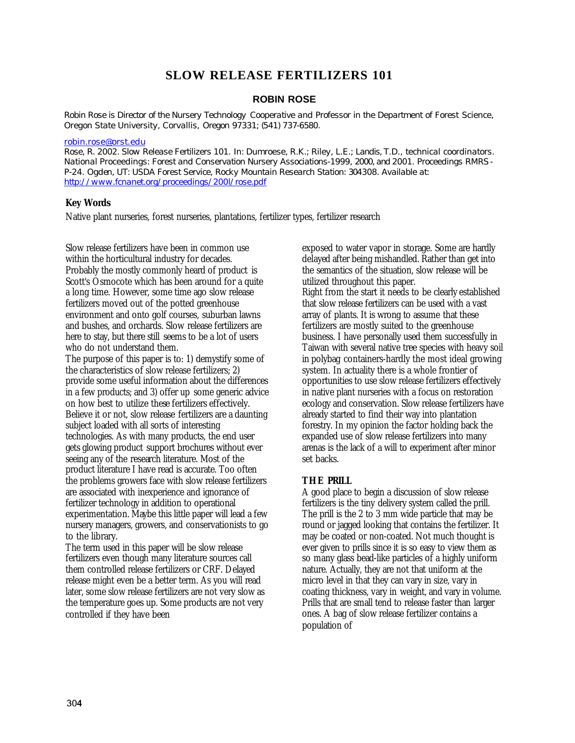# SLOW RELEASE FERTILIZERS 101

## ROBIN ROSE

Robin Rose is Director of the Nursery Technology Cooperative and Professor in the Department of Forest Science, Oregon State University, Corvallis, Oregon 97331; (541) 737-6580.

robin.rose@orst.edu

Rose, R. 2002. Slow Release Fertilizers 101. In: Dumroese, R.K.; Riley, L.E.; Landis, T.D., technical coordinators. National Proceedings: Forest and Conservation Nursery Associations-1999, 2000, and 2001. Proceedings RMRS-P-24. Ogden, UT: USDA Forest Service, Rocky Mountain Research Station: 304308. Available at: http://www.fcnanet.org/proceedings/200l/rose.pdf

**Key Words**

Native plant nurseries, forest nurseries, plantations, fertilizer types, fertilizer research

Slow release fertilizers have been in common use within the horticultural industry for decades. Probably the mostly commonly heard of product is Scott's Osmocote which has been around for a quite a long time. However, some time ago slow release fertilizers moved out of the potted greenhouse environment and onto golf courses, suburban lawns and bushes, and orchards. Slow release fertilizers are here to stay, but there still seems to be a lot of users who do not understand them.

The purpose of this paper is to: 1) demystify some of the characteristics of slow release fertilizers; 2) provide some useful information about the differences in a few products; and 3) offer up some generic advice on how best to utilize these fertilizers effectively. Believe it or not, slow release fertilizers are a daunting subject loaded with all sorts of interesting technologies. As with many products, the end user gets glowing product support brochures without ever seeing any of the research literature. Most of the product literature I have read is accurate. Too often the problems growers face with slow release fertilizers are associated with inexperience and ignorance of fertilizer technology in addition to operational experimentation. Maybe this little paper will lead a few nursery managers, growers, and conservationists to go to the library.

The term used in this paper will be slow release fertilizers even though many literature sources call them controlled release fertilizers or CRF. Delayed release might even be a better term. As you will read later, some slow release fertilizers are not very slow as the temperature goes up. Some products are not very controlled if they have been exposed to water vapor in storage. Some are hardly delayed after being mishandled. Rather than get into the semantics of the situation, slow release will be utilized throughout this paper.

Right from the start it needs to be clearly established that slow release fertilizers can be used with a vast array of plants. It is wrong to assume that these fertilizers are mostly suited to the greenhouse business. I have personally used them successfully in Taiwan with several native tree species with heavy soil in polybag containers-hardly the most ideal growing system. In actuality there is a whole frontier of opportunities to use slow release fertilizers effectively in native plant nurseries with a focus on restoration ecology and conservation. Slow release fertilizers have already started to find their way into plantation forestry. In my opinion the factor holding back the expanded use of slow release fertilizers into many arenas is the lack of a will to experiment after minor set backs.

**THE PRILL**

A good place to begin a discussion of slow release fertilizers is the tiny delivery system called the prill. The prill is the 2 to 3 mm wide particle that may be round or jagged looking that contains the fertilizer. It may be coated or non-coated. Not much thought is ever given to prills since it is so easy to view them as so many glass bead-like particles of a highly uniform nature. Actually, they are not that uniform at the micro level in that they can vary in size, vary in coating thickness, vary in weight, and vary in volume. Prills that are small tend to release faster than larger ones. A bag of slow release fertilizer contains a population of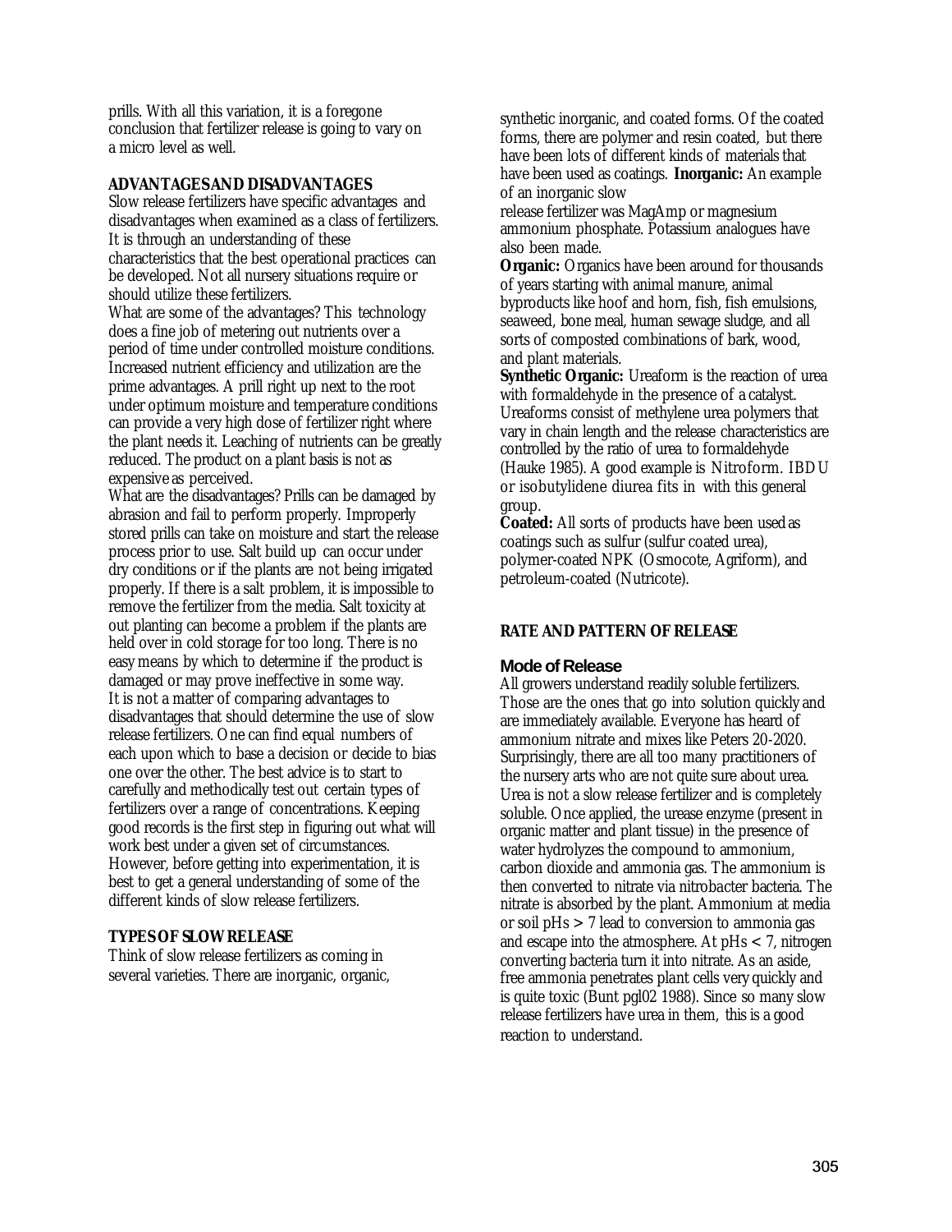prills. With all this variation, it is a foregone conclusion that fertilizer release is going to vary on a micro level as well.

## ADVANTAGES AND DISADVANTAGES

Slow release fertilizers have specific advantages and disadvantages when examined as a class of fertilizers. It is through an understanding of these characteristics that the best operational practices can be developed. Not all nursery situations require or should utilize these fertilizers.

What are some of the advantages? This technology does a fine job of metering out nutrients over a period of time under controlled moisture conditions. Increased nutrient efficiency and utilization are the prime advantages. A prill right up next to the root under optimum moisture and temperature conditions can provide a very high dose of fertilizer right where the plant needs it. Leaching of nutrients can be greatly reduced. The product on a plant basis is not as expensive as perceived.

What are the disadvantages? Prills can be damaged by abrasion and fail to perform properly. Improperly stored prills can take on moisture and start the release process prior to use. Salt build up can occur under dry conditions or if the plants are not being irrigated properly. If there is a salt problem, it is impossible to remove the fertilizer from the media. Salt toxicity at out planting can become a problem if the plants are held over in cold storage for too long. There is no easy means by which to determine if the product is damaged or may prove ineffective in some way.

It is not a matter of comparing advantages to disadvantages that should determine the use of slow release fertilizers. One can find equal numbers of each upon which to base a decision or decide to bias one over the other. The best advice is to start to carefully and methodically test out certain types of fertilizers over a range of concentrations. Keeping good records is the first step in figuring out what will work best under a given set of circumstances. However, before getting into experimentation, it is best to get a general understanding of some of the different kinds of slow release fertilizers.

## TYPES OF SLOW RELEASE

Think of slow release fertilizers as coming in several varieties. There are inorganic, organic, synthetic inorganic, and coated forms. Of the coated forms, there are polymer and resin coated, but there have been lots of different kinds of materials that have been used as coatings. **Inorganic:** An example of an inorganic slow release fertilizer was MagAmp or magnesium ammonium phosphate. Potassium analogues have also been made.

**Organic:** Organics have been around for thousands of years starting with animal manure, animal byproducts like hoof and horn, fish, fish emulsions, seaweed, bone meal, human sewage sludge, and all sorts of composted combinations of bark, wood, and plant materials.

**Synthetic Organic:** Ureaform is the reaction of urea with formaldehyde in the presence of a catalyst. Ureaforms consist of methylene urea polymers that vary in chain length and the release characteristics are controlled by the ratio of urea to formaldehyde (Hauke 1985). A good example is Nitroform. IBDU or isobutylidene diurea fits in with this general group.

**Coated:** All sorts of products have been used as coatings such as sulfur (sulfur coated urea), polymer-coated NPK (Osmocote, Agriform), and petroleum-coated (Nutricote).

## RATE AND PATTERN OF RELEASE

### Mode of Release

All growers understand readily soluble fertilizers. Those are the ones that go into solution quickly and are immediately available. Everyone has heard of ammonium nitrate and mixes like Peters 20-2020. Surprisingly, there are all too many practitioners of the nursery arts who are not quite sure about urea. Urea is not a slow release fertilizer and is completely soluble. Once applied, the urease enzyme (present in organic matter and plant tissue) in the presence of water hydrolyzes the compound to ammonium, carbon dioxide and ammonia gas. The ammonium is then converted to nitrate via nitrobacter bacteria. The nitrate is absorbed by the plant. Ammonium at media or soil pHs > 7 lead to conversion to ammonia gas and escape into the atmosphere. At pHs < 7, nitrogen converting bacteria turn it into nitrate. As an aside, free ammonia penetrates plant cells very quickly and is quite toxic (Bunt pgl02 1988). Since so many slow release fertilizers have urea in them, this is a good reaction to understand.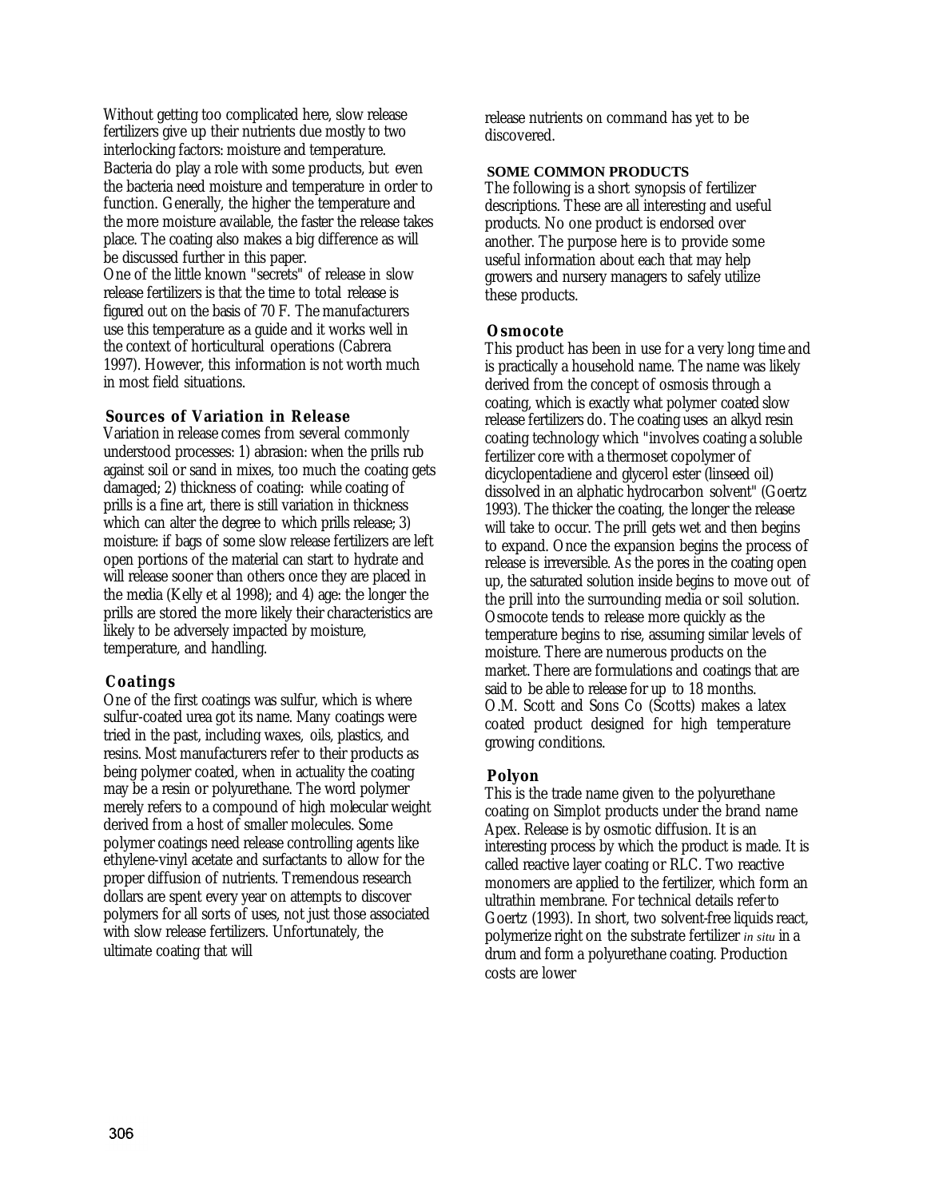Without getting too complicated here, slow release fertilizers give up their nutrients due mostly to two interlocking factors: moisture and temperature. Bacteria do play a role with some products, but even the bacteria need moisture and temperature in order to function. Generally, the higher the temperature and the more moisture available, the faster the release takes place. The coating also makes a big difference as will be discussed further in this paper.

One of the little known "secrets" of release in slow release fertilizers is that the time to total release is figured out on the basis of 70 F. The manufacturers use this temperature as a guide and it works well in the context of horticultural operations (Cabrera 1997). However, this information is not worth much in most field situations.

### Sources of Variation in Release

Variation in release comes from several commonly understood processes: 1) abrasion: when the prills rub against soil or sand in mixes, too much the coating gets damaged; 2) thickness of coating: while coating of prills is a fine art, there is still variation in thickness which can alter the degree to which prills release; 3) moisture: if bags of some slow release fertilizers are left open portions of the material can start to hydrate and will release sooner than others once they are placed in the media (Kelly et al 1998); and 4) age: the longer the prills are stored the more likely their characteristics are likely to be adversely impacted by moisture, temperature, and handling.

### Coatings

One of the first coatings was sulfur, which is where sulfur-coated urea got its name. Many coatings were tried in the past, including waxes, oils, plastics, and resins. Most manufacturers refer to their products as being polymer coated, when in actuality the coating may be a resin or polyurethane. The word polymer merely refers to a compound of high molecular weight derived from a host of smaller molecules. Some polymer coatings need release controlling agents like ethylene-vinyl acetate and surfactants to allow for the proper diffusion of nutrients. Tremendous research dollars are spent every year on attempts to discover polymers for all sorts of uses, not just those associated with slow release fertilizers. Unfortunately, the ultimate coating that will release nutrients on command has yet to be discovered.

## SOME COMMON PRODUCTS

The following is a short synopsis of fertilizer descriptions. These are all interesting and useful products. No one product is endorsed over another. The purpose here is to provide some useful information about each that may help growers and nursery managers to safely utilize these products.

### Osmocote

This product has been in use for a very long time and is practically a household name. The name was likely derived from the concept of osmosis through a coating, which is exactly what polymer coated slow release fertilizers do. The coating uses an alkyd resin coating technology which "involves coating a soluble fertilizer core with a thermoset copolymer of dicyclopentadiene and glycerol ester (linseed oil) dissolved in an alphatic hydrocarbon solvent" (Goertz 1993). The thicker the coating, the longer the release will take to occur. The prill gets wet and then begins to expand. Once the expansion begins the process of release is irreversible. As the pores in the coating open up, the saturated solution inside begins to move out of the prill into the surrounding media or soil solution. Osmocote tends to release more quickly as the temperature begins to rise, assuming similar levels of moisture. There are numerous products on the market. There are formulations and coatings that are said to be able to release for up to 18 months.

O.M. Scott and Sons Co (Scotts) makes a latex coated product designed for high temperature growing conditions.

### Polyon

This is the trade name given to the polyurethane coating on Simplot products under the brand name Apex. Release is by osmotic diffusion. It is an interesting process by which the product is made. It is called reactive layer coating or RLC. Two reactive monomers are applied to the fertilizer, which form an ultrathin membrane. For technical details refer to Goertz (1993). In short, two solvent-free liquids react, polymerize right on the substrate fertilizer *in situ* in a drum and form a polyurethane coating. Production costs are lower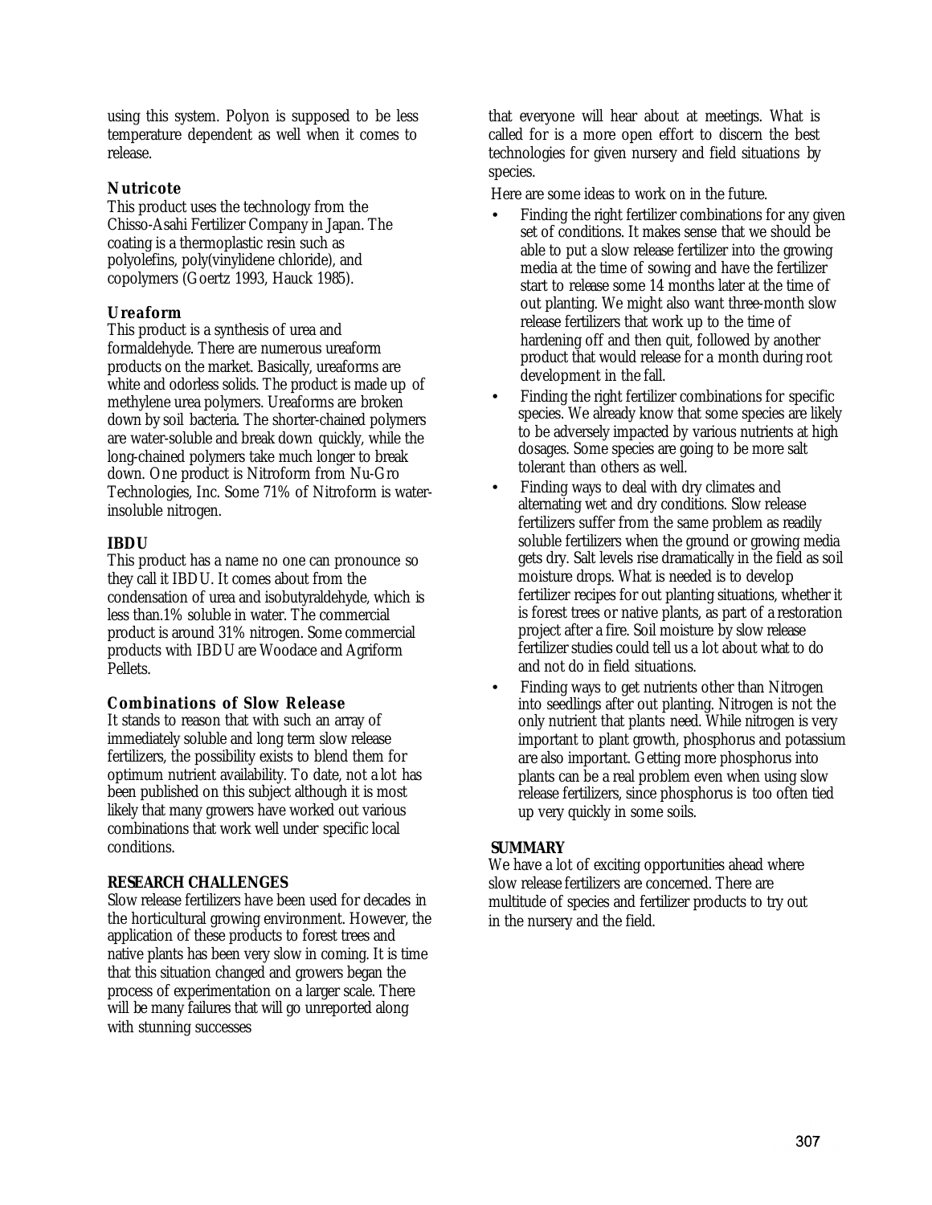using this system. Polyon is supposed to be less temperature dependent as well when it comes to release.

### Nutricote

This product uses the technology from the Chisso-Asahi Fertilizer Company in Japan. The coating is a thermoplastic resin such as polyolefins, poly(vinylidene chloride), and copolymers (Goertz 1993, Hauck 1985).

### Ureaform

This product is a synthesis of urea and formaldehyde. There are numerous ureaform products on the market. Basically, ureaforms are white and odorless solids. The product is made up of methylene urea polymers. Ureaforms are broken down by soil bacteria. The shorter-chained polymers are water-soluble and break down quickly, while the long-chained polymers take much longer to break down. One product is Nitroform from Nu-Gro Technologies, Inc. Some 71% of Nitroform is water-insoluble nitrogen.

### IBDU

This product has a name no one can pronounce so they call it IBDU. It comes about from the condensation of urea and isobutyraldehyde, which is less than.1% soluble in water. The commercial product is around 31% nitrogen. Some commercial products with IBDU are Woodace and Agriform Pellets.

### Combinations of Slow Release

It stands to reason that with such an array of immediately soluble and long term slow release fertilizers, the possibility exists to blend them for optimum nutrient availability. To date, not a lot has been published on this subject although it is most likely that many growers have worked out various combinations that work well under specific local conditions.

## RESEARCH CHALLENGES

Slow release fertilizers have been used for decades in the horticultural growing environment. However, the application of these products to forest trees and native plants has been very slow in coming. It is time that this situation changed and growers began the process of experimentation on a larger scale. There will be many failures that will go unreported along with stunning successes that everyone will hear about at meetings. What is called for is a more open effort to discern the best technologies for given nursery and field situations by species.

Here are some ideas to work on in the future.

- Finding the right fertilizer combinations for any given set of conditions. It makes sense that we should be able to put a slow release fertilizer into the growing media at the time of sowing and have the fertilizer start to release some 14 months later at the time of out planting. We might also want three-month slow release fertilizers that work up to the time of hardening off and then quit, followed by another product that would release for a month during root development in the fall.
- Finding the right fertilizer combinations for specific species. We already know that some species are likely to be adversely impacted by various nutrients at high dosages. Some species are going to be more salt tolerant than others as well.
- Finding ways to deal with dry climates and alternating wet and dry conditions. Slow release fertilizers suffer from the same problem as readily soluble fertilizers when the ground or growing media gets dry. Salt levels rise dramatically in the field as soil moisture drops. What is needed is to develop fertilizer recipes for out planting situations, whether it is forest trees or native plants, as part of a restoration project after a fire. Soil moisture by slow release fertilizer studies could tell us a lot about what to do and not do in field situations.
- Finding ways to get nutrients other than Nitrogen into seedlings after out planting. Nitrogen is not the only nutrient that plants need. While nitrogen is very important to plant growth, phosphorus and potassium are also important. Getting more phosphorus into plants can be a real problem even when using slow release fertilizers, since phosphorus is too often tied up very quickly in some soils.

## SUMMARY

We have a lot of exciting opportunities ahead where slow release fertilizers are concerned. There are multitude of species and fertilizer products to try out in the nursery and the field.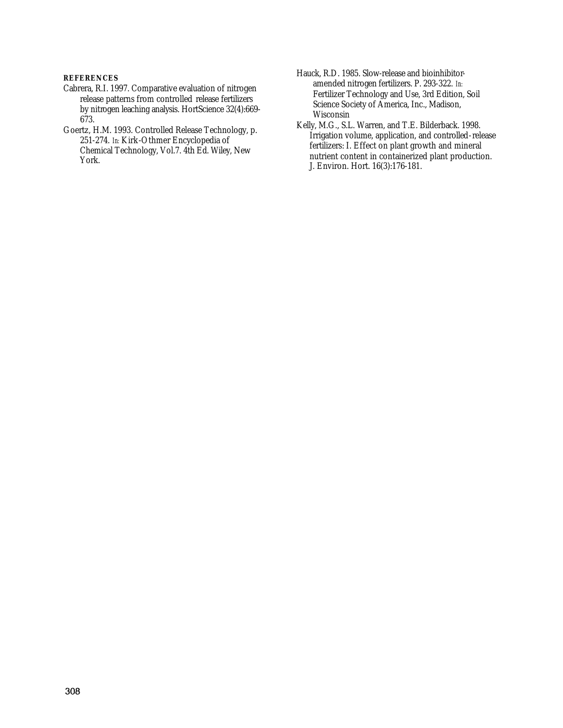**REFERENCES**

Cabrera, R.I. 1997. Comparative evaluation of nitrogen release patterns from controlled release fertilizers by nitrogen leaching analysis. HortScience 32(4):669-673.

Goertz, H.M. 1993. Controlled Release Technology, p. 251-274. In: Kirk-Othmer Encyclopedia of Chemical Technology, Vol.7. 4th Ed. Wiley, New York.

Hauck, R.D. 1985. Slow-release and bioinhibitor-amended nitrogen fertilizers. P. 293-322. In: Fertilizer Technology and Use, 3rd Edition, Soil Science Society of America, Inc., Madison, Wisconsin

Kelly, M.G., S.L. Warren, and T.E. Bilderback. 1998. Irrigation volume, application, and controlled-release fertilizers: I. Effect on plant growth and mineral nutrient content in containerized plant production. J. Environ. Hort. 16(3):176-181.